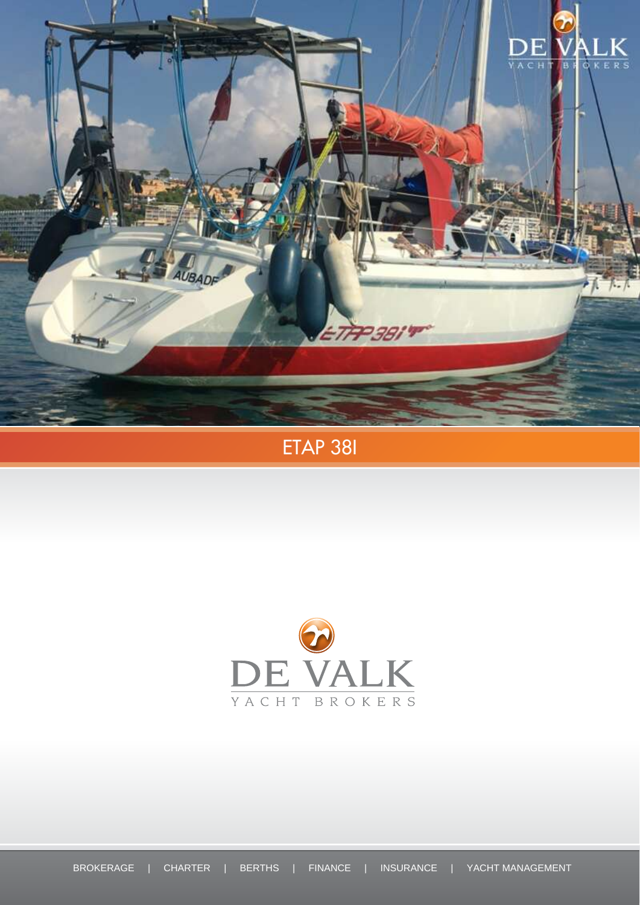# ETAP 38I

DE VALK

YACHT BROKERS

BROKERAGE | CHARTER | BERTHS | FINANCE | INSURANCE | YACHT MANAGEMENT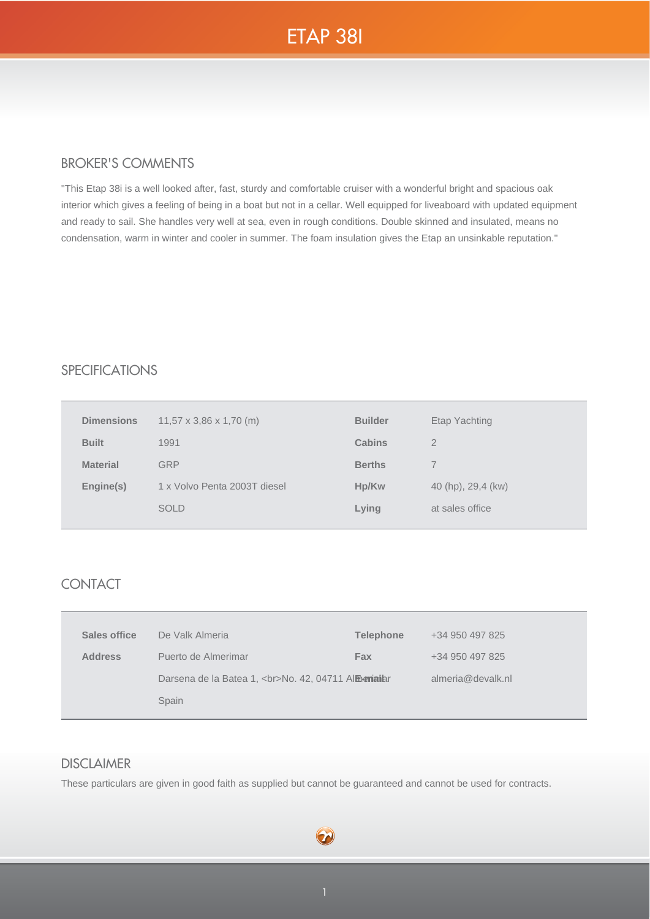# ETAP 38I

## BROKER'S COMMENTS

"This Etap 38i is a well looked after, fast, sturdy and comfortable cruiser with a wonderful bright and spacious oak interior which gives a feeling of being in a boat but not in a cellar. Well equipped for liveaboard with updated equipment and ready to sail. She handles very well at sea, even in rough conditions. Double skinned and insulated, means no condensation, warm in winter and cooler in summer. The foam insulation gives the Etap an unsinkable reputation."

## SPECIFICATIONS

| | | | |
|---|---|---|---|
| **Dimensions** | 11,57 x 3,86 x 1,70 (m) | **Builder** | Etap Yachting |
| **Built** | 1991 | **Cabins** | 2 |
| **Material** | GRP | **Berths** | 7 |
| **Engine(s)** | 1 x Volvo Penta 2003T diesel | **Hp/Kw** | 40 (hp), 29,4 (kw) |
| | SOLD | **Lying** | at sales office |

## CONTACT

| | | | |
|---|---|---|---|
| **Sales office** | De Valk Almeria | **Telephone** | +34 950 497 825 |
| **Address** | Puerto de Almerimar | **Fax** | +34 950 497 825 |
| | Darsena de la Batea 1, <br>No. 42, 04711 Almerimar | **Email** | almeria@devalk.nl |
| | Spain | | |

## DISCLAIMER

These particulars are given in good faith as supplied but cannot be guaranteed and cannot be used for contracts.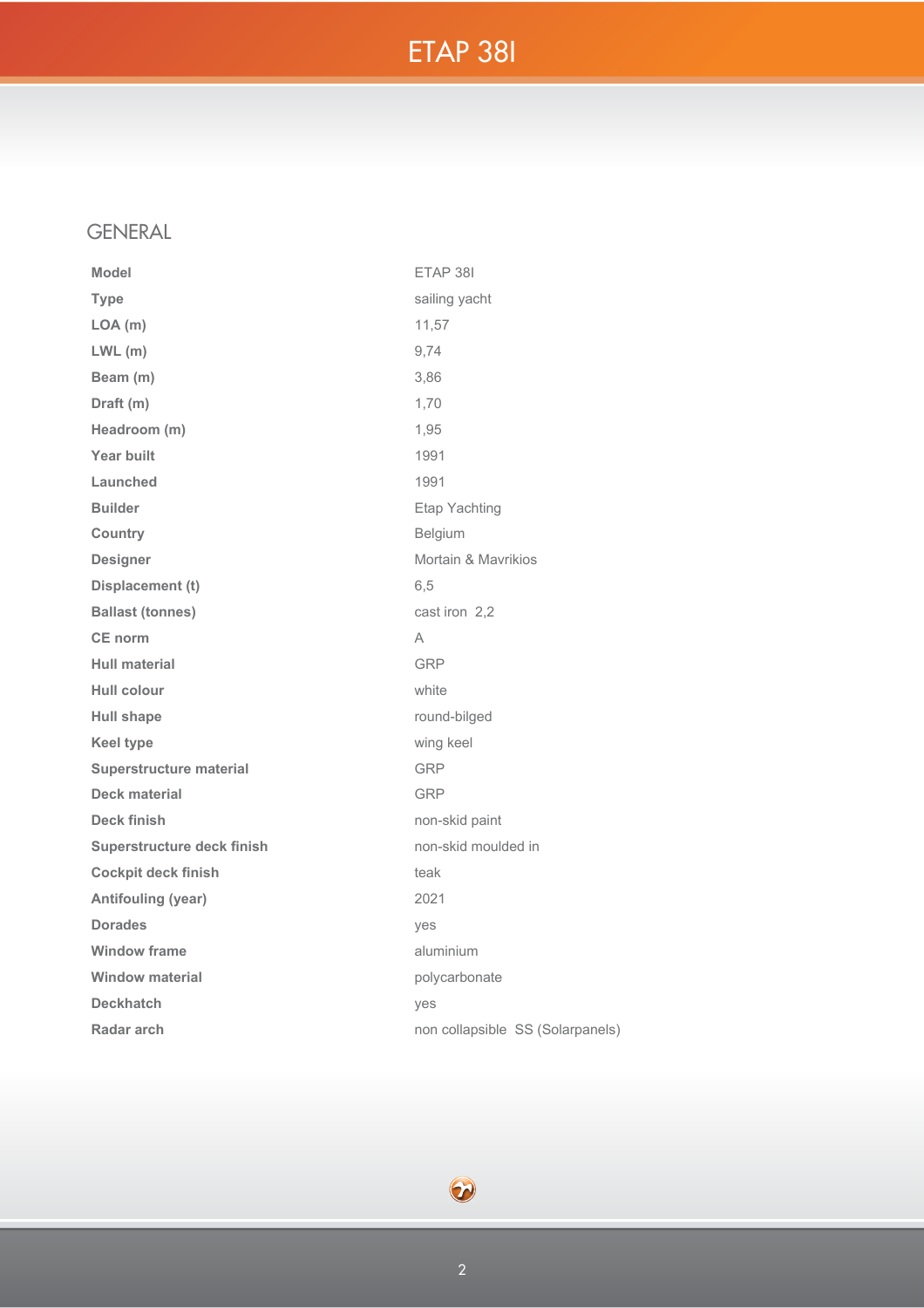# ETAP 38I

## GENERAL

| | |
|---|---|
| **Model** | ETAP 38I |
| **Type** | sailing yacht |
| **LOA (m)** | 11,57 |
| **LWL (m)** | 9,74 |
| **Beam (m)** | 3,86 |
| **Draft (m)** | 1,70 |
| **Headroom (m)** | 1,95 |
| **Year built** | 1991 |
| **Launched** | 1991 |
| **Builder** | Etap Yachting |
| **Country** | Belgium |
| **Designer** | Mortain & Mavrikios |
| **Displacement (t)** | 6,5 |
| **Ballast (tonnes)** | cast iron 2,2 |
| **CE norm** | A |
| **Hull material** | GRP |
| **Hull colour** | white |
| **Hull shape** | round-bilged |
| **Keel type** | wing keel |
| **Superstructure material** | GRP |
| **Deck material** | GRP |
| **Deck finish** | non-skid paint |
| **Superstructure deck finish** | non-skid moulded in |
| **Cockpit deck finish** | teak |
| **Antifouling (year)** | 2021 |
| **Dorades** | yes |
| **Window frame** | aluminium |
| **Window material** | polycarbonate |
| **Deckhatch** | yes |
| **Radar arch** | non collapsible SS (Solarpanels) |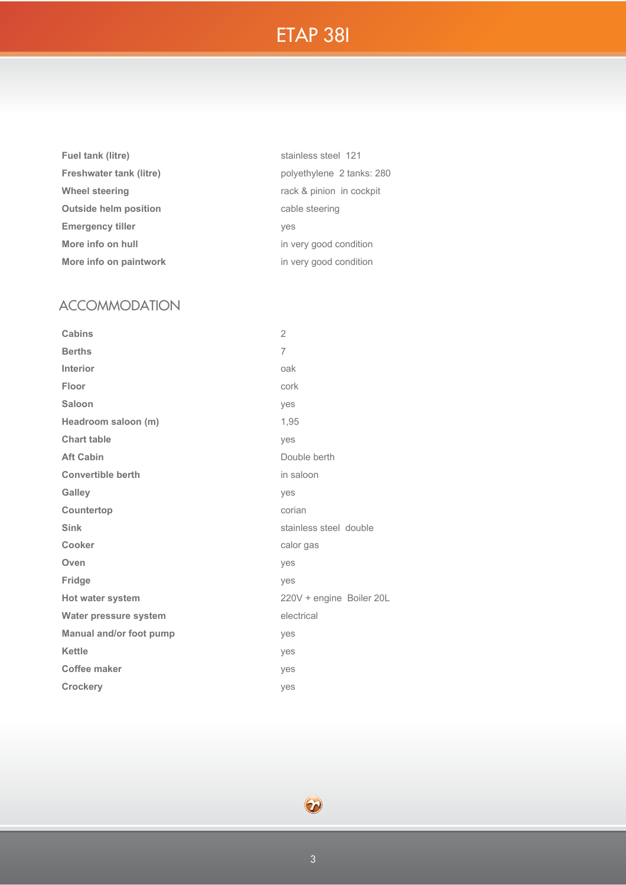# ETAP 38I

| | |
|---|---|
| **Fuel tank (litre)** | stainless steel 121 |
| **Freshwater tank (litre)** | polyethylene 2 tanks: 280 |
| **Wheel steering** | rack & pinion in cockpit |
| **Outside helm position** | cable steering |
| **Emergency tiller** | yes |
| **More info on hull** | in very good condition |
| **More info on paintwork** | in very good condition |

## ACCOMMODATION

| | |
|---|---|
| **Cabins** | 2 |
| **Berths** | 7 |
| **Interior** | oak |
| **Floor** | cork |
| **Saloon** | yes |
| **Headroom saloon (m)** | 1,95 |
| **Chart table** | yes |
| **Aft Cabin** | Double berth |
| **Convertible berth** | in saloon |
| **Galley** | yes |
| **Countertop** | corian |
| **Sink** | stainless steel double |
| **Cooker** | calor gas |
| **Oven** | yes |
| **Fridge** | yes |
| **Hot water system** | 220V + engine Boiler 20L |
| **Water pressure system** | electrical |
| **Manual and/or foot pump** | yes |
| **Kettle** | yes |
| **Coffee maker** | yes |
| **Crockery** | yes |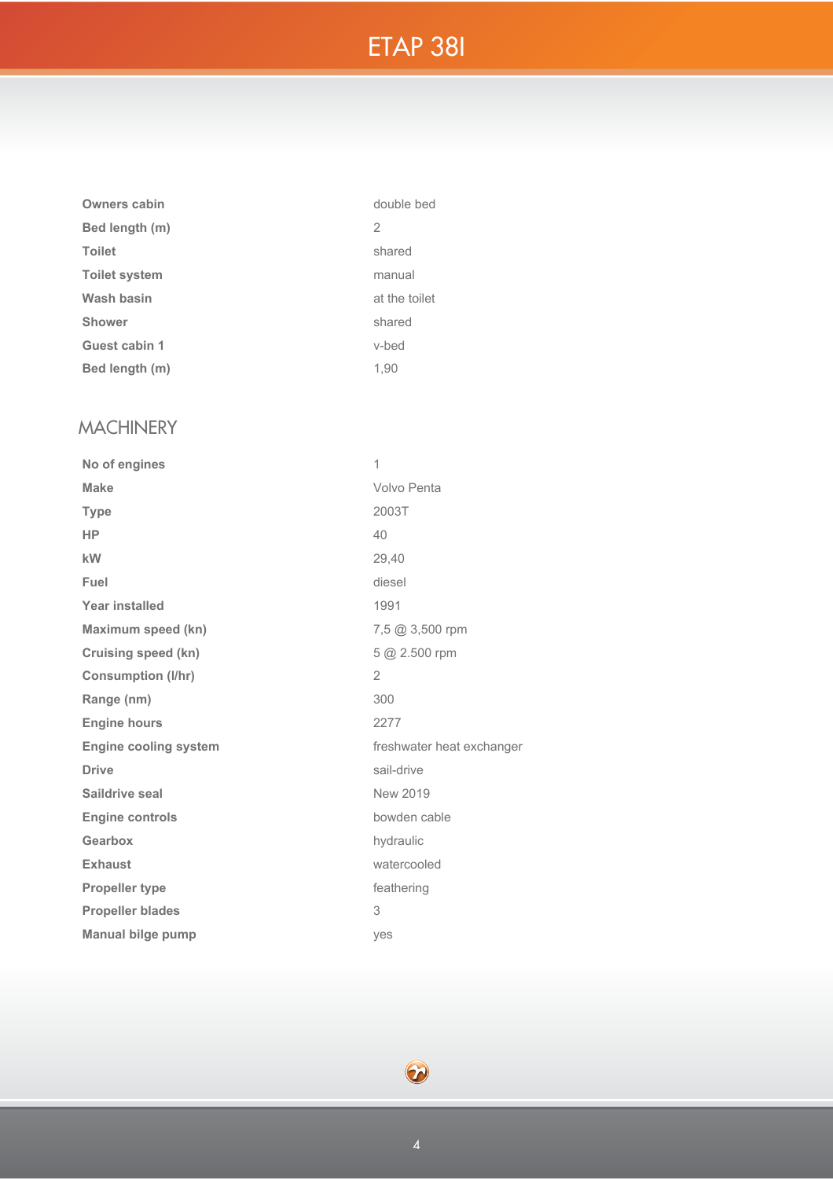| | |
|---|---|
| **Owners cabin** | double bed |
| **Bed length (m)** | 2 |
| **Toilet** | shared |
| **Toilet system** | manual |
| **Wash basin** | at the toilet |
| **Shower** | shared |
| **Guest cabin 1** | v-bed |
| **Bed length (m)** | 1,90 |

## MACHINERY

| | |
|---|---|
| **No of engines** | 1 |
| **Make** | Volvo Penta |
| **Type** | 2003T |
| **HP** | 40 |
| **kW** | 29,40 |
| **Fuel** | diesel |
| **Year installed** | 1991 |
| **Maximum speed (kn)** | 7,5 @ 3,500 rpm |
| **Cruising speed (kn)** | 5 @ 2.500 rpm |
| **Consumption (l/hr)** | 2 |
| **Range (nm)** | 300 |
| **Engine hours** | 2277 |
| **Engine cooling system** | freshwater heat exchanger |
| **Drive** | sail-drive |
| **Saildrive seal** | New 2019 |
| **Engine controls** | bowden cable |
| **Gearbox** | hydraulic |
| **Exhaust** | watercooled |
| **Propeller type** | feathering |
| **Propeller blades** | 3 |
| **Manual bilge pump** | yes |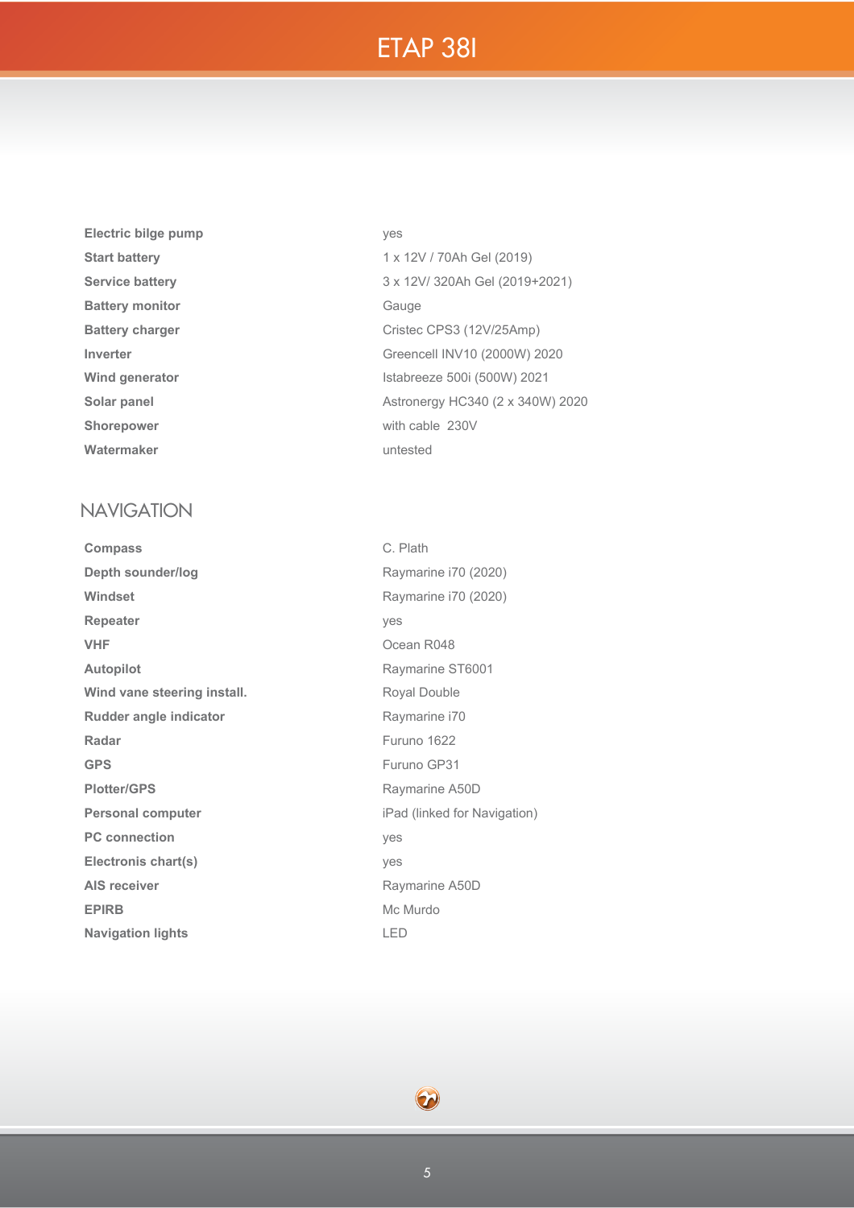| | |
|---|---|
| **Electric bilge pump** | yes |
| **Start battery** | 1 x 12V / 70Ah Gel (2019) |
| **Service battery** | 3 x 12V/ 320Ah Gel (2019+2021) |
| **Battery monitor** | Gauge |
| **Battery charger** | Cristec CPS3 (12V/25Amp) |
| **Inverter** | Greencell INV10 (2000W) 2020 |
| **Wind generator** | Istabreeze 500i (500W) 2021 |
| **Solar panel** | Astronergy HC340 (2 x 340W) 2020 |
| **Shorepower** | with cable 230V |
| **Watermaker** | untested |

## NAVIGATION

| | |
|---|---|
| **Compass** | C. Plath |
| **Depth sounder/log** | Raymarine i70 (2020) |
| **Windset** | Raymarine i70 (2020) |
| **Repeater** | yes |
| **VHF** | Ocean R048 |
| **Autopilot** | Raymarine ST6001 |
| **Wind vane steering install.** | Royal Double |
| **Rudder angle indicator** | Raymarine i70 |
| **Radar** | Furuno 1622 |
| **GPS** | Furuno GP31 |
| **Plotter/GPS** | Raymarine A50D |
| **Personal computer** | iPad (linked for Navigation) |
| **PC connection** | yes |
| **Electronis chart(s)** | yes |
| **AIS receiver** | Raymarine A50D |
| **EPIRB** | Mc Murdo |
| **Navigation lights** | LED |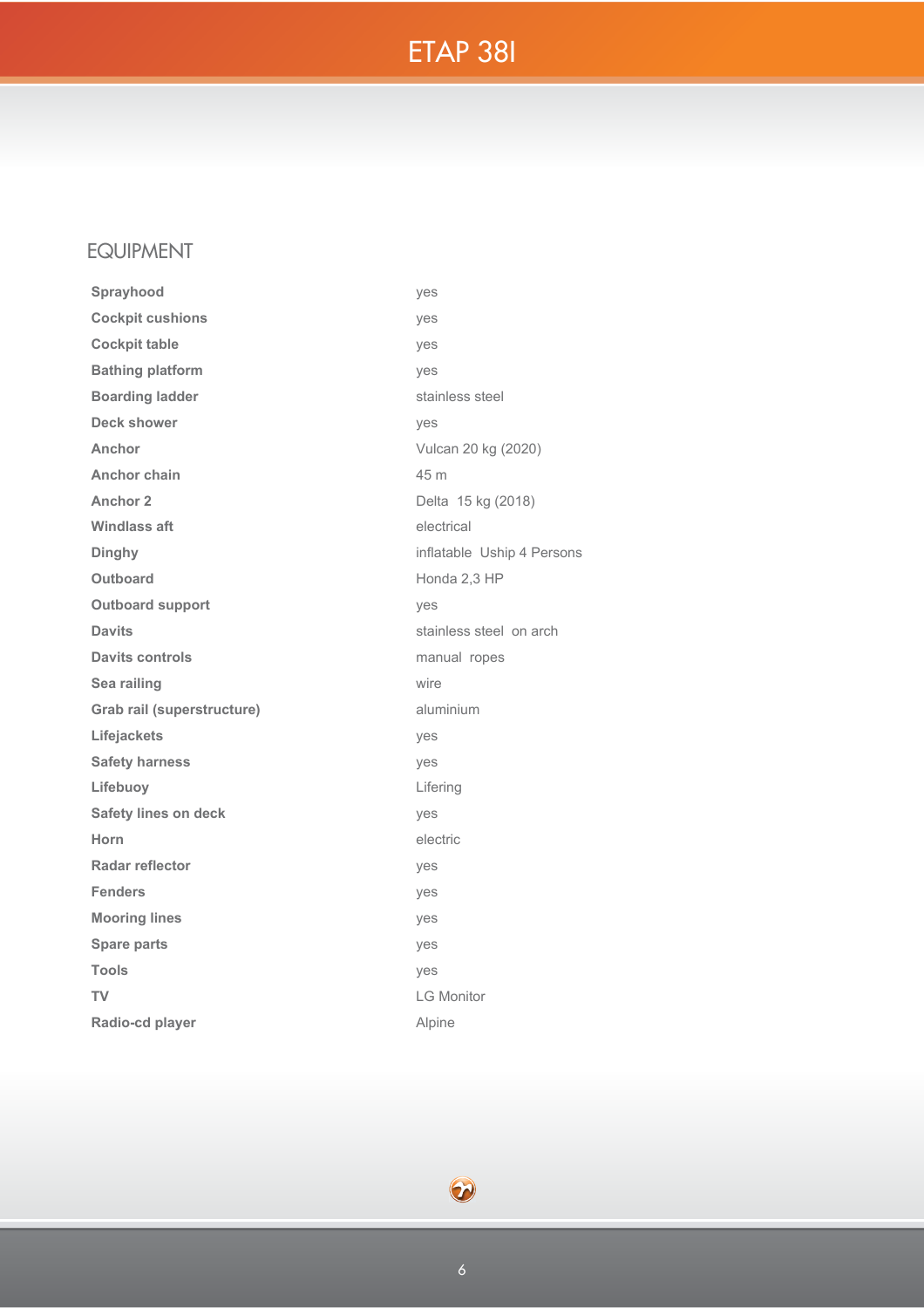## EQUIPMENT

| | |
|---|---|
| **Sprayhood** | yes |
| **Cockpit cushions** | yes |
| **Cockpit table** | yes |
| **Bathing platform** | yes |
| **Boarding ladder** | stainless steel |
| **Deck shower** | yes |
| **Anchor** | Vulcan 20 kg (2020) |
| **Anchor chain** | 45 m |
| **Anchor 2** | Delta 15 kg (2018) |
| **Windlass aft** | electrical |
| **Dinghy** | inflatable Uship 4 Persons |
| **Outboard** | Honda 2,3 HP |
| **Outboard support** | yes |
| **Davits** | stainless steel on arch |
| **Davits controls** | manual ropes |
| **Sea railing** | wire |
| **Grab rail (superstructure)** | aluminium |
| **Lifejackets** | yes |
| **Safety harness** | yes |
| **Lifebuoy** | Lifering |
| **Safety lines on deck** | yes |
| **Horn** | electric |
| **Radar reflector** | yes |
| **Fenders** | yes |
| **Mooring lines** | yes |
| **Spare parts** | yes |
| **Tools** | yes |
| **TV** | LG Monitor |
| **Radio-cd player** | Alpine |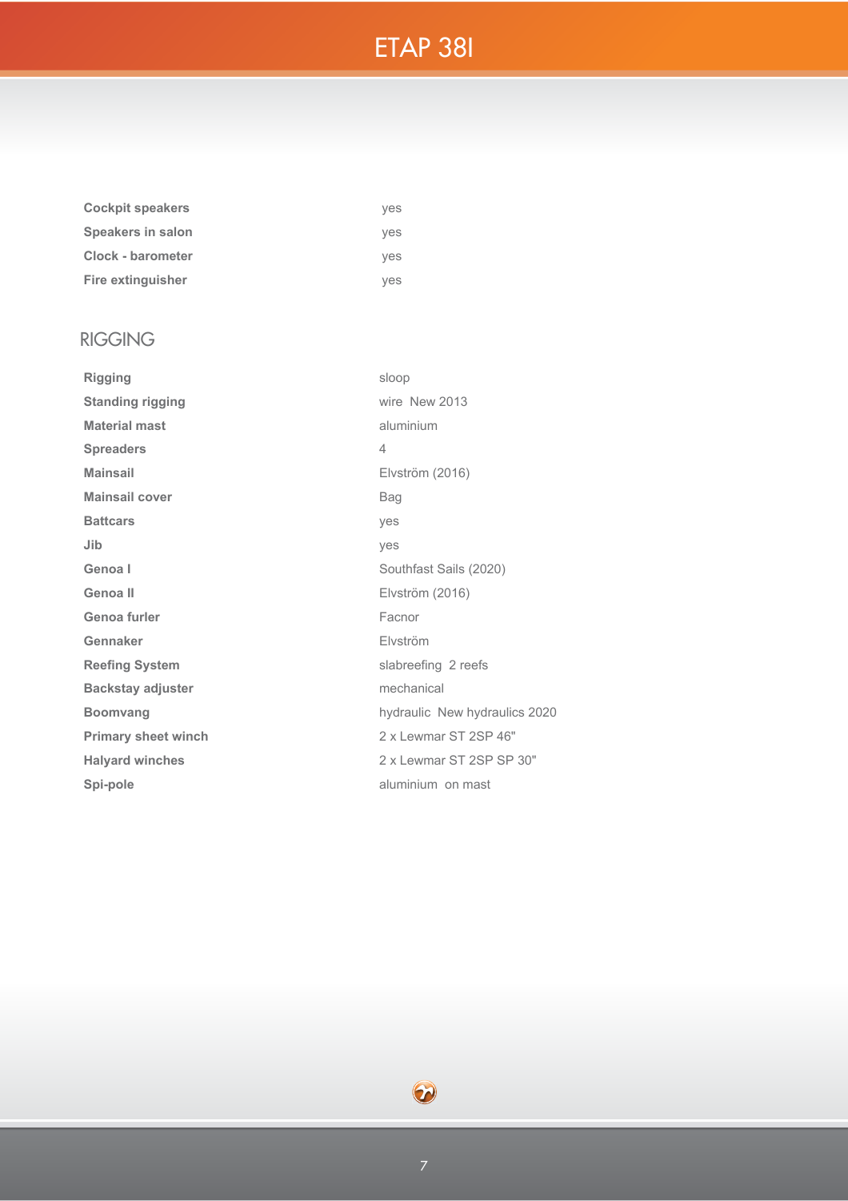| | |
|---|---|
| **Cockpit speakers** | yes |
| **Speakers in salon** | yes |
| **Clock - barometer** | yes |
| **Fire extinguisher** | yes |

## RIGGING

| | |
|---|---|
| **Rigging** | sloop |
| **Standing rigging** | wire New 2013 |
| **Material mast** | aluminium |
| **Spreaders** | 4 |
| **Mainsail** | Elvström (2016) |
| **Mainsail cover** | Bag |
| **Battcars** | yes |
| **Jib** | yes |
| **Genoa I** | Southfast Sails (2020) |
| **Genoa II** | Elvström (2016) |
| **Genoa furler** | Facnor |
| **Gennaker** | Elvström |
| **Reefing System** | slabreefing 2 reefs |
| **Backstay adjuster** | mechanical |
| **Boomvang** | hydraulic New hydraulics 2020 |
| **Primary sheet winch** | 2 x Lewmar ST 2SP 46" |
| **Halyard winches** | 2 x Lewmar ST 2SP SP 30" |
| **Spi-pole** | aluminium on mast |